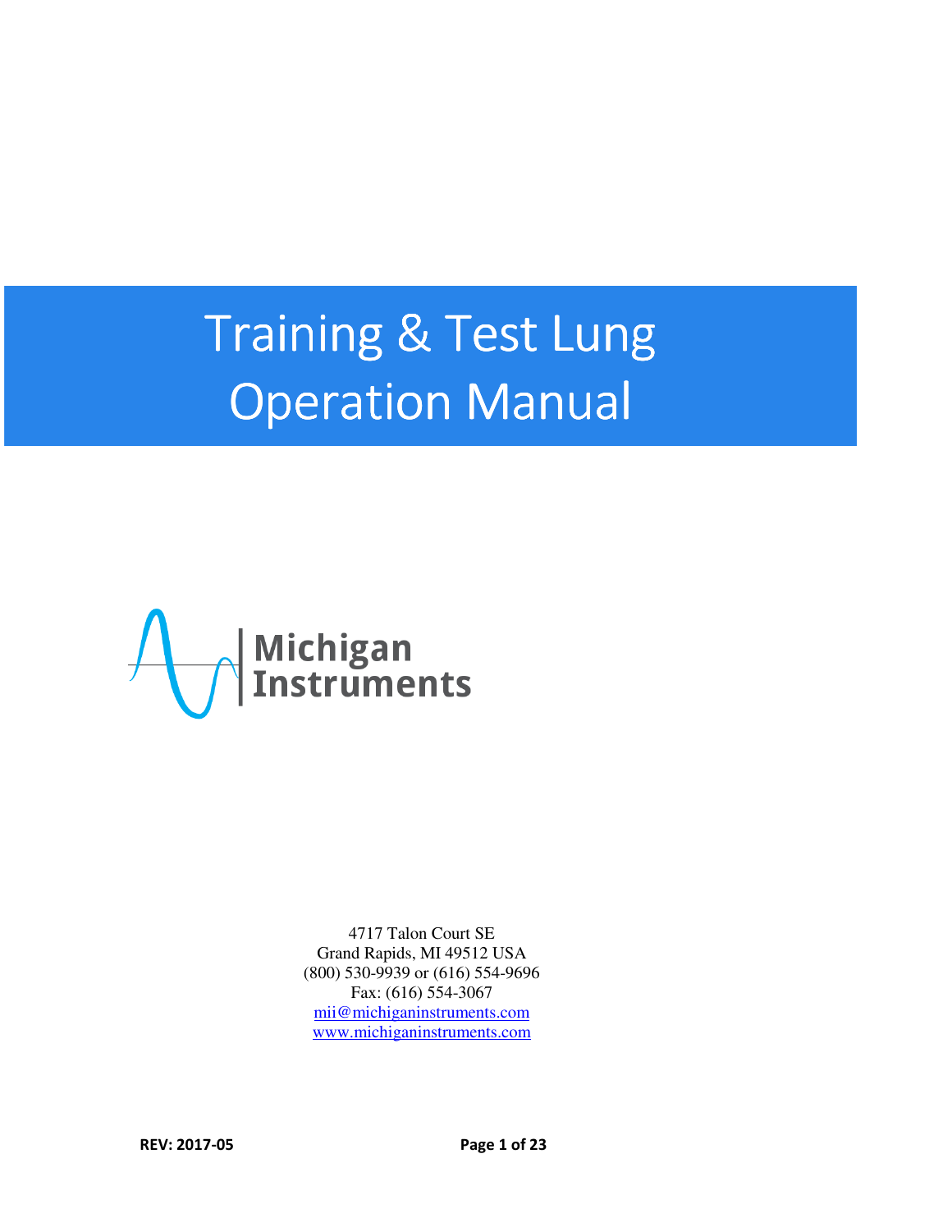# Training & Test Lung Operation Manual

Michigan Instruments

4717 Talon Court SE
Grand Rapids, MI 49512 USA
(800) 530-9939 or (616) 554-9696
Fax: (616) 554-3067
mii@michiganinstruments.com
www.michiganinstruments.com

**REV: 2017-05**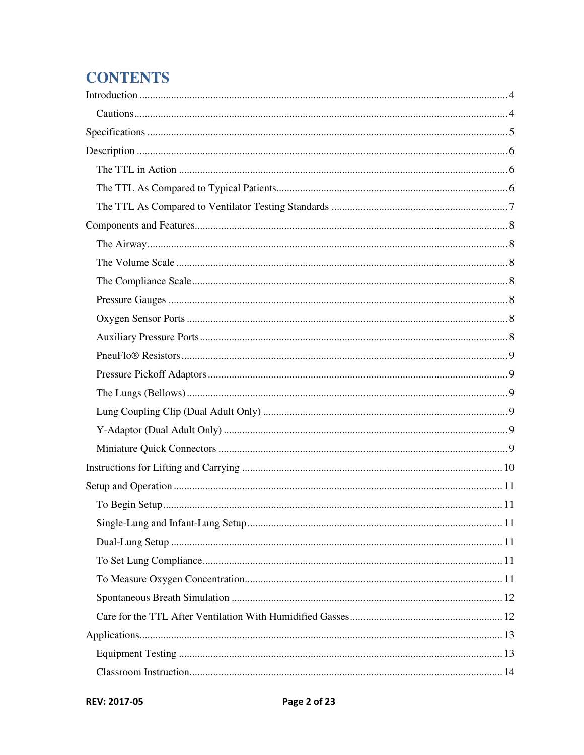# CONTENTS

Introduction .......... 4

  Cautions .......... 4

Specifications .......... 5

Description .......... 6

  The TTL in Action .......... 6

  The TTL As Compared to Typical Patients .......... 6

  The TTL As Compared to Ventilator Testing Standards .......... 7

Components and Features .......... 8

  The Airway .......... 8

  The Volume Scale .......... 8

  The Compliance Scale .......... 8

  Pressure Gauges .......... 8

  Oxygen Sensor Ports .......... 8

  Auxiliary Pressure Ports .......... 8

  PneuFlo® Resistors .......... 9

  Pressure Pickoff Adaptors .......... 9

  The Lungs (Bellows) .......... 9

  Lung Coupling Clip (Dual Adult Only) .......... 9

  Y-Adaptor (Dual Adult Only) .......... 9

  Miniature Quick Connectors .......... 9

Instructions for Lifting and Carrying .......... 10

Setup and Operation .......... 11

  To Begin Setup .......... 11

  Single-Lung and Infant-Lung Setup .......... 11

  Dual-Lung Setup .......... 11

  To Set Lung Compliance .......... 11

  To Measure Oxygen Concentration .......... 11

  Spontaneous Breath Simulation .......... 12

  Care for the TTL After Ventilation With Humidified Gasses .......... 12

Applications .......... 13

  Equipment Testing .......... 13

  Classroom Instruction .......... 14

REV: 2017-05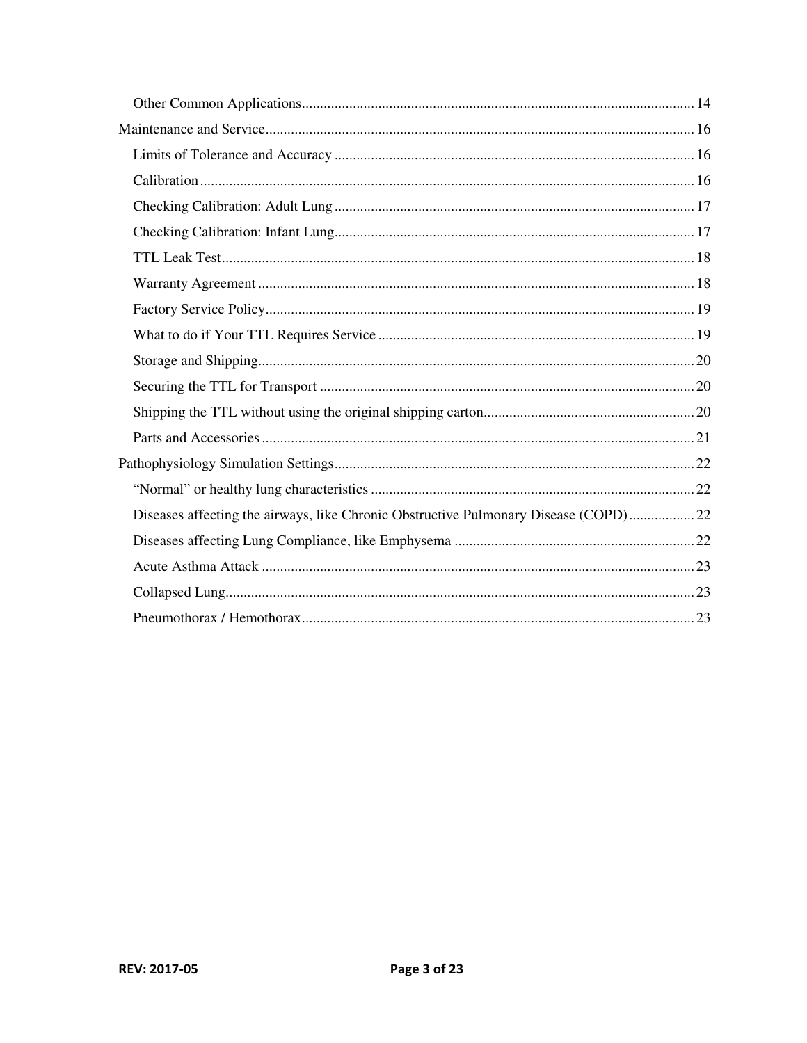- Other Common Applications ... 14
- Maintenance and Service ... 16
  - Limits of Tolerance and Accuracy ... 16
  - Calibration ... 16
  - Checking Calibration: Adult Lung ... 17
  - Checking Calibration: Infant Lung ... 17
  - TTL Leak Test ... 18
  - Warranty Agreement ... 18
  - Factory Service Policy ... 19
  - What to do if Your TTL Requires Service ... 19
  - Storage and Shipping ... 20
  - Securing the TTL for Transport ... 20
  - Shipping the TTL without using the original shipping carton ... 20
  - Parts and Accessories ... 21
- Pathophysiology Simulation Settings ... 22
  - "Normal" or healthy lung characteristics ... 22
  - Diseases affecting the airways, like Chronic Obstructive Pulmonary Disease (COPD) ... 22
  - Diseases affecting Lung Compliance, like Emphysema ... 22
  - Acute Asthma Attack ... 23
  - Collapsed Lung ... 23
  - Pneumothorax / Hemothorax ... 23

REV: 2017-05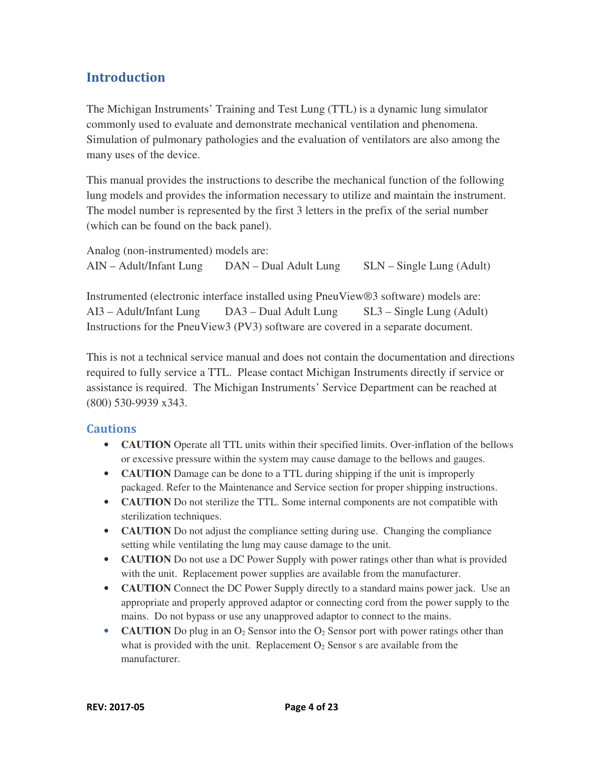## Introduction

The Michigan Instruments' Training and Test Lung (TTL) is a dynamic lung simulator commonly used to evaluate and demonstrate mechanical ventilation and phenomena. Simulation of pulmonary pathologies and the evaluation of ventilators are also among the many uses of the device.

This manual provides the instructions to describe the mechanical function of the following lung models and provides the information necessary to utilize and maintain the instrument. The model number is represented by the first 3 letters in the prefix of the serial number (which can be found on the back panel).

Analog (non-instrumented) models are:
AIN – Adult/Infant Lung    DAN – Dual Adult Lung    SLN – Single Lung (Adult)

Instrumented (electronic interface installed using PneuView®3 software) models are:
AI3 – Adult/Infant Lung    DA3 – Dual Adult Lung    SL3 – Single Lung (Adult)
Instructions for the PneuView3 (PV3) software are covered in a separate document.

This is not a technical service manual and does not contain the documentation and directions required to fully service a TTL. Please contact Michigan Instruments directly if service or assistance is required. The Michigan Instruments' Service Department can be reached at (800) 530-9939 x343.

### Cautions

- **CAUTION** Operate all TTL units within their specified limits. Over-inflation of the bellows or excessive pressure within the system may cause damage to the bellows and gauges.
- **CAUTION** Damage can be done to a TTL during shipping if the unit is improperly packaged. Refer to the Maintenance and Service section for proper shipping instructions.
- **CAUTION** Do not sterilize the TTL. Some internal components are not compatible with sterilization techniques.
- **CAUTION** Do not adjust the compliance setting during use. Changing the compliance setting while ventilating the lung may cause damage to the unit.
- **CAUTION** Do not use a DC Power Supply with power ratings other than what is provided with the unit. Replacement power supplies are available from the manufacturer.
- **CAUTION** Connect the DC Power Supply directly to a standard mains power jack. Use an appropriate and properly approved adaptor or connecting cord from the power supply to the mains. Do not bypass or use any unapproved adaptor to connect to the mains.
- **CAUTION** Do plug in an $O_2$ Sensor into the $O_2$ Sensor port with power ratings other than what is provided with the unit. Replacement $O_2$ Sensor s are available from the manufacturer.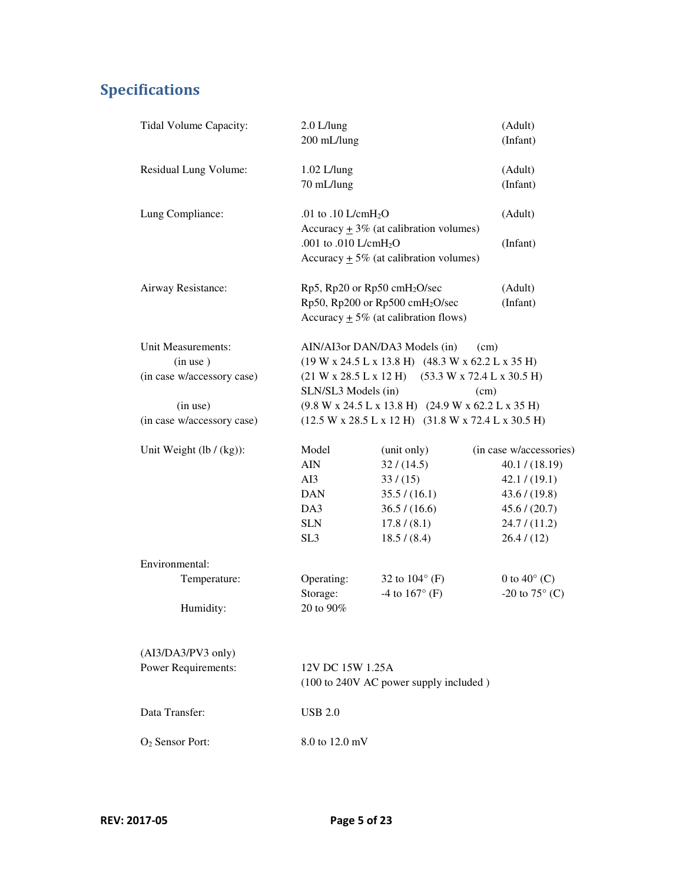## Specifications

| | | | |
|---|---|---|---|
| Tidal Volume Capacity: | 2.0 L/lung | | (Adult) |
| | 200 mL/lung | | (Infant) |
| Residual Lung Volume: | 1.02 L/lung | | (Adult) |
| | 70 mL/lung | | (Infant) |
| Lung Compliance: | .01 to .10 L/cm$H_2O$ | | (Adult) |
| | Accuracy ± 3% (at calibration volumes) | | |
| | .001 to .010 L/cm$H_2O$ | | (Infant) |
| | Accuracy ± 5% (at calibration volumes) | | |
| Airway Resistance: | Rp5, Rp20 or Rp50 cm$H_2O$/sec | | (Adult) |
| | Rp50, Rp200 or Rp500 cm$H_2O$/sec | | (Infant) |
| | Accuracy ± 5% (at calibration flows) | | |
| Unit Measurements: | AIN/AI3or DAN/DA3 Models (in) | (cm) | |
| (in use ) | (19 W x 24.5 L x 13.8 H) | (48.3 W x 62.2 L x 35 H) | |
| (in case w/accessory case) | (21 W x 28.5 L x 12 H) | (53.3 W x 72.4 L x 30.5 H) | |
| | SLN/SL3 Models (in) | (cm) | |
| (in use) | (9.8 W x 24.5 L x 13.8 H) | (24.9 W x 62.2 L x 35 H) | |
| (in case w/accessory case) | (12.5 W x 28.5 L x 12 H) | (31.8 W x 72.4 L x 30.5 H) | |

| Unit Weight (lb / (kg)): | Model | (unit only) | (in case w/accessories) |
|---|---|---|---|
| | AIN | 32 / (14.5) | 40.1 / (18.19) |
| | AI3 | 33 / (15) | 42.1 / (19.1) |
| | DAN | 35.5 / (16.1) | 43.6 / (19.8) |
| | DA3 | 36.5 / (16.6) | 45.6 / (20.7) |
| | SLN | 17.8 / (8.1) | 24.7 / (11.2) |
| | SL3 | 18.5 / (8.4) | 26.4 / (12) |

| Environmental: | | | |
|---|---|---|---|
| Temperature: | Operating: | 32 to 104° (F) | 0 to 40° (C) |
| | Storage: | -4 to 167° (F) | -20 to 75° (C) |
| Humidity: | 20 to 90% | | |

| | |
|---|---|
| (AI3/DA3/PV3 only) Power Requirements: | 12V DC 15W 1.25A (100 to 240V AC power supply included ) |
| Data Transfer: | USB 2.0 |
| $O_2$ Sensor Port: | 8.0 to 12.0 mV |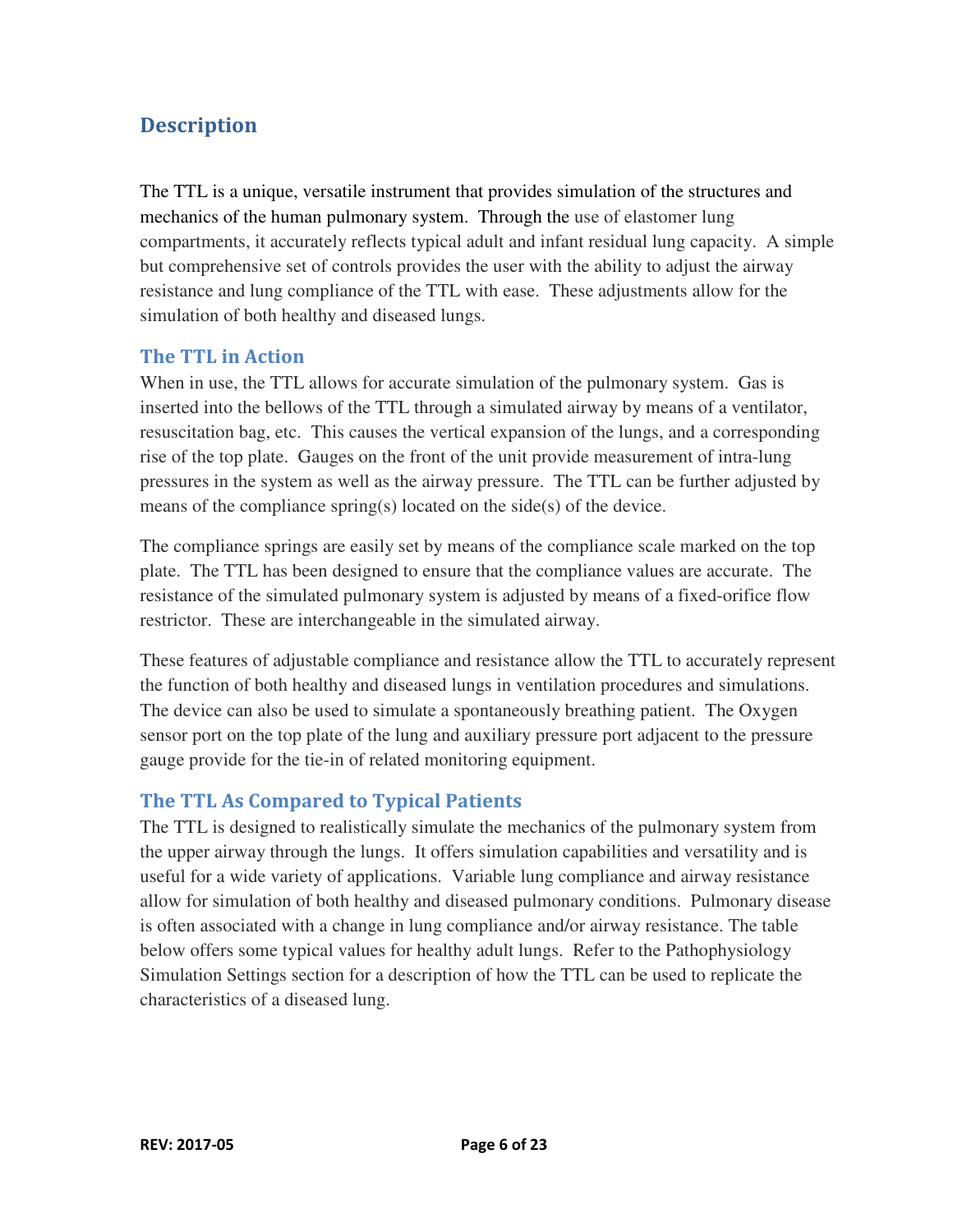# Description

The TTL is a unique, versatile instrument that provides simulation of the structures and mechanics of the human pulmonary system. Through the use of elastomer lung compartments, it accurately reflects typical adult and infant residual lung capacity. A simple but comprehensive set of controls provides the user with the ability to adjust the airway resistance and lung compliance of the TTL with ease. These adjustments allow for the simulation of both healthy and diseased lungs.

## The TTL in Action

When in use, the TTL allows for accurate simulation of the pulmonary system. Gas is inserted into the bellows of the TTL through a simulated airway by means of a ventilator, resuscitation bag, etc. This causes the vertical expansion of the lungs, and a corresponding rise of the top plate. Gauges on the front of the unit provide measurement of intra-lung pressures in the system as well as the airway pressure. The TTL can be further adjusted by means of the compliance spring(s) located on the side(s) of the device.

The compliance springs are easily set by means of the compliance scale marked on the top plate. The TTL has been designed to ensure that the compliance values are accurate. The resistance of the simulated pulmonary system is adjusted by means of a fixed-orifice flow restrictor. These are interchangeable in the simulated airway.

These features of adjustable compliance and resistance allow the TTL to accurately represent the function of both healthy and diseased lungs in ventilation procedures and simulations. The device can also be used to simulate a spontaneously breathing patient. The Oxygen sensor port on the top plate of the lung and auxiliary pressure port adjacent to the pressure gauge provide for the tie-in of related monitoring equipment.

## The TTL As Compared to Typical Patients

The TTL is designed to realistically simulate the mechanics of the pulmonary system from the upper airway through the lungs. It offers simulation capabilities and versatility and is useful for a wide variety of applications. Variable lung compliance and airway resistance allow for simulation of both healthy and diseased pulmonary conditions. Pulmonary disease is often associated with a change in lung compliance and/or airway resistance. The table below offers some typical values for healthy adult lungs. Refer to the Pathophysiology Simulation Settings section for a description of how the TTL can be used to replicate the characteristics of a diseased lung.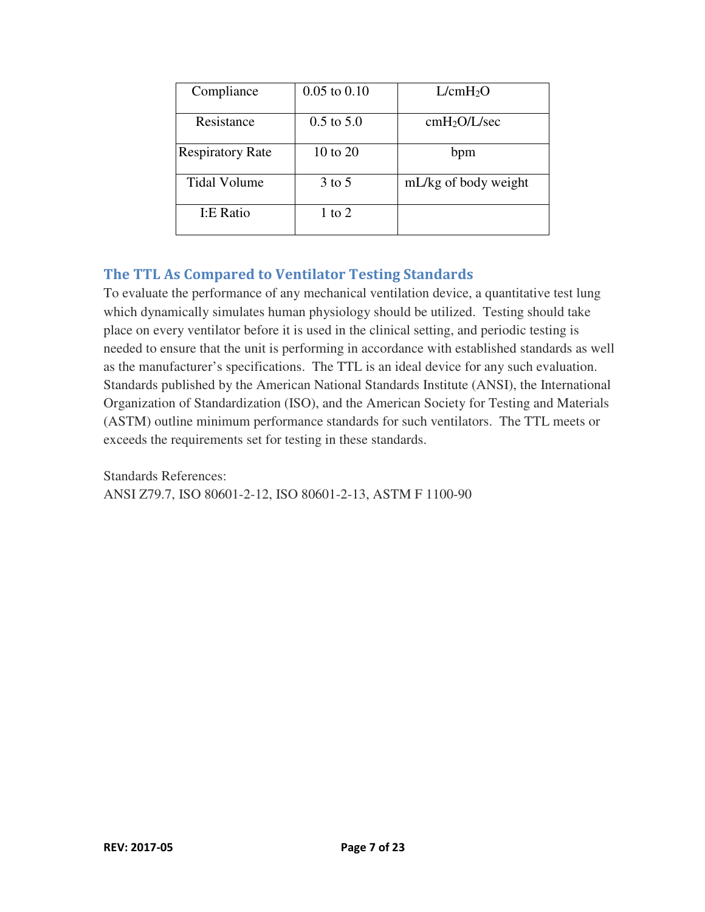| Compliance | 0.05 to 0.10 | L/cm$H_2O$ |
|---|---|---|
| Resistance | 0.5 to 5.0 | cm$H_2O$/L/sec |
| Respiratory Rate | 10 to 20 | bpm |
| Tidal Volume | 3 to 5 | mL/kg of body weight |
| I:E Ratio | 1 to 2 | |

## The TTL As Compared to Ventilator Testing Standards

To evaluate the performance of any mechanical ventilation device, a quantitative test lung which dynamically simulates human physiology should be utilized. Testing should take place on every ventilator before it is used in the clinical setting, and periodic testing is needed to ensure that the unit is performing in accordance with established standards as well as the manufacturer's specifications. The TTL is an ideal device for any such evaluation. Standards published by the American National Standards Institute (ANSI), the International Organization of Standardization (ISO), and the American Society for Testing and Materials (ASTM) outline minimum performance standards for such ventilators. The TTL meets or exceeds the requirements set for testing in these standards.

Standards References:
ANSI Z79.7, ISO 80601-2-12, ISO 80601-2-13, ASTM F 1100-90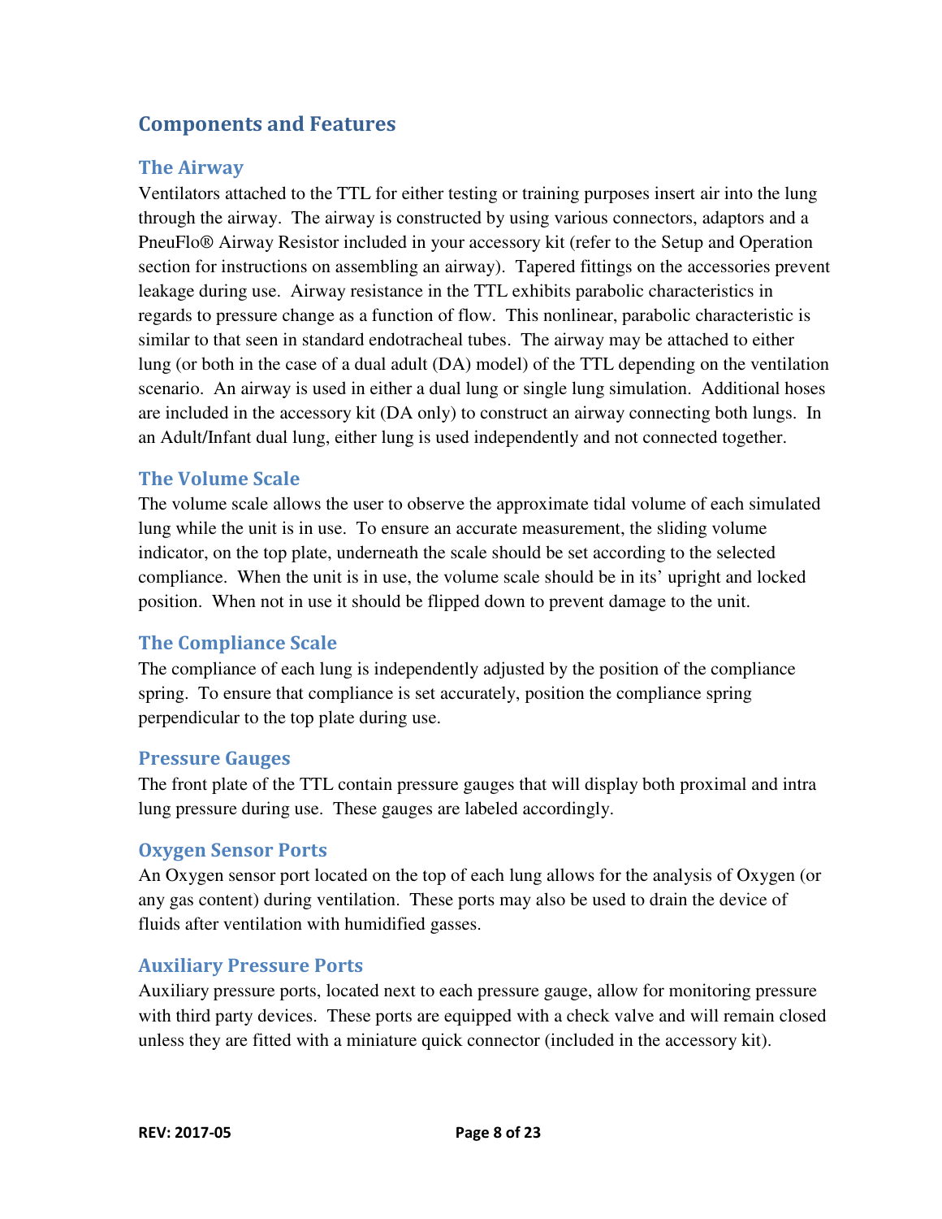## Components and Features

### The Airway

Ventilators attached to the TTL for either testing or training purposes insert air into the lung through the airway. The airway is constructed by using various connectors, adaptors and a PneuFlo® Airway Resistor included in your accessory kit (refer to the Setup and Operation section for instructions on assembling an airway). Tapered fittings on the accessories prevent leakage during use. Airway resistance in the TTL exhibits parabolic characteristics in regards to pressure change as a function of flow. This nonlinear, parabolic characteristic is similar to that seen in standard endotracheal tubes. The airway may be attached to either lung (or both in the case of a dual adult (DA) model) of the TTL depending on the ventilation scenario. An airway is used in either a dual lung or single lung simulation. Additional hoses are included in the accessory kit (DA only) to construct an airway connecting both lungs. In an Adult/Infant dual lung, either lung is used independently and not connected together.

### The Volume Scale

The volume scale allows the user to observe the approximate tidal volume of each simulated lung while the unit is in use. To ensure an accurate measurement, the sliding volume indicator, on the top plate, underneath the scale should be set according to the selected compliance. When the unit is in use, the volume scale should be in its' upright and locked position. When not in use it should be flipped down to prevent damage to the unit.

### The Compliance Scale

The compliance of each lung is independently adjusted by the position of the compliance spring. To ensure that compliance is set accurately, position the compliance spring perpendicular to the top plate during use.

### Pressure Gauges

The front plate of the TTL contain pressure gauges that will display both proximal and intra lung pressure during use. These gauges are labeled accordingly.

### Oxygen Sensor Ports

An Oxygen sensor port located on the top of each lung allows for the analysis of Oxygen (or any gas content) during ventilation. These ports may also be used to drain the device of fluids after ventilation with humidified gasses.

### Auxiliary Pressure Ports

Auxiliary pressure ports, located next to each pressure gauge, allow for monitoring pressure with third party devices. These ports are equipped with a check valve and will remain closed unless they are fitted with a miniature quick connector (included in the accessory kit).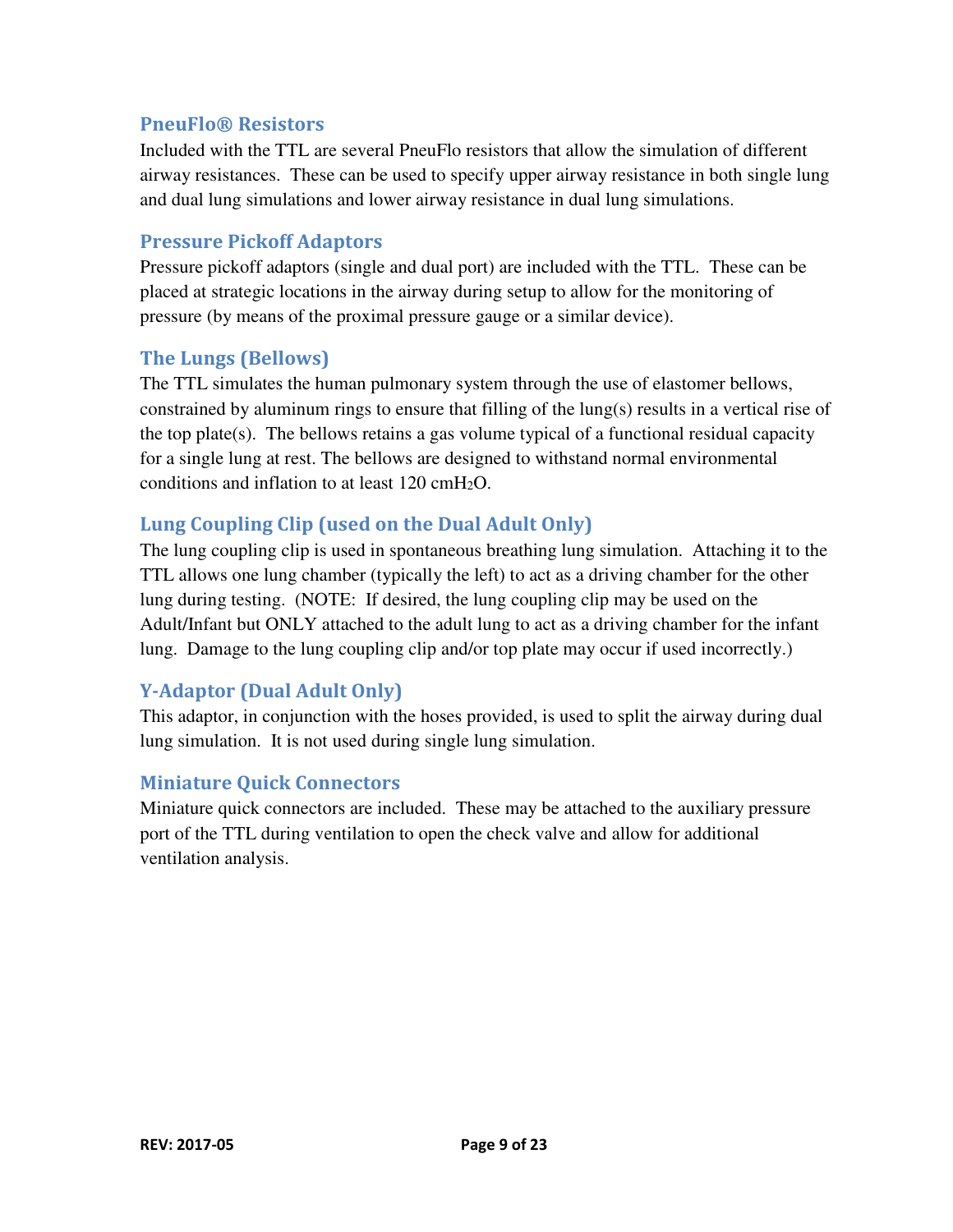### PneuFlo® Resistors

Included with the TTL are several PneuFlo resistors that allow the simulation of different airway resistances. These can be used to specify upper airway resistance in both single lung and dual lung simulations and lower airway resistance in dual lung simulations.

### Pressure Pickoff Adaptors

Pressure pickoff adaptors (single and dual port) are included with the TTL. These can be placed at strategic locations in the airway during setup to allow for the monitoring of pressure (by means of the proximal pressure gauge or a similar device).

### The Lungs (Bellows)

The TTL simulates the human pulmonary system through the use of elastomer bellows, constrained by aluminum rings to ensure that filling of the lung(s) results in a vertical rise of the top plate(s). The bellows retains a gas volume typical of a functional residual capacity for a single lung at rest. The bellows are designed to withstand normal environmental conditions and inflation to at least 120 cm$H_2O$.

### Lung Coupling Clip (used on the Dual Adult Only)

The lung coupling clip is used in spontaneous breathing lung simulation. Attaching it to the TTL allows one lung chamber (typically the left) to act as a driving chamber for the other lung during testing. (NOTE: If desired, the lung coupling clip may be used on the Adult/Infant but ONLY attached to the adult lung to act as a driving chamber for the infant lung. Damage to the lung coupling clip and/or top plate may occur if used incorrectly.)

### Y-Adaptor (Dual Adult Only)

This adaptor, in conjunction with the hoses provided, is used to split the airway during dual lung simulation. It is not used during single lung simulation.

### Miniature Quick Connectors

Miniature quick connectors are included. These may be attached to the auxiliary pressure port of the TTL during ventilation to open the check valve and allow for additional ventilation analysis.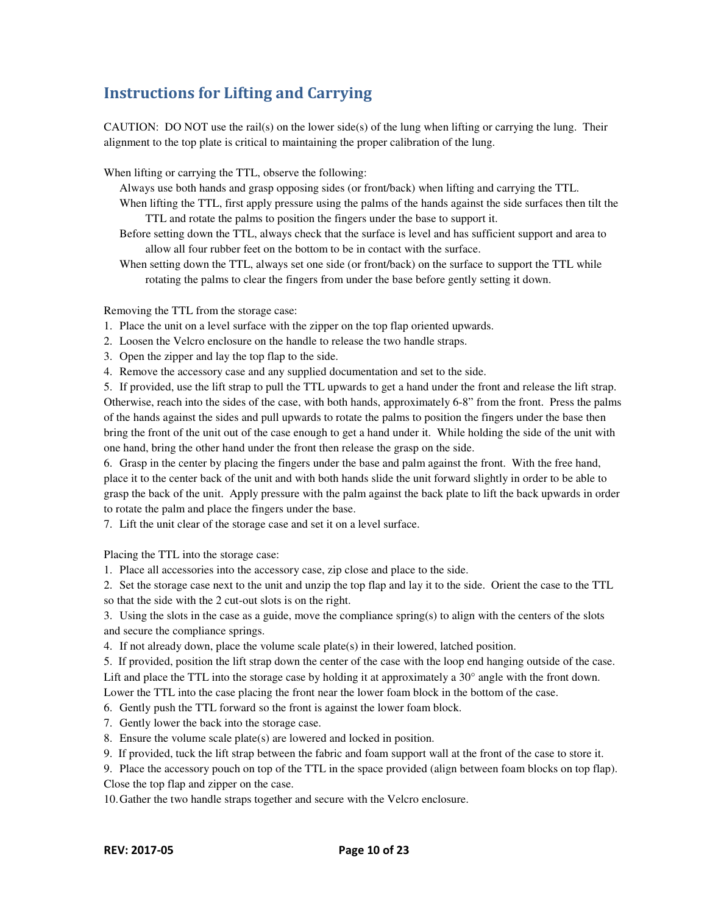## Instructions for Lifting and Carrying

CAUTION: DO NOT use the rail(s) on the lower side(s) of the lung when lifting or carrying the lung. Their alignment to the top plate is critical to maintaining the proper calibration of the lung.

When lifting or carrying the TTL, observe the following:

- Always use both hands and grasp opposing sides (or front/back) when lifting and carrying the TTL.
- When lifting the TTL, first apply pressure using the palms of the hands against the side surfaces then tilt the TTL and rotate the palms to position the fingers under the base to support it.
- Before setting down the TTL, always check that the surface is level and has sufficient support and area to allow all four rubber feet on the bottom to be in contact with the surface.
- When setting down the TTL, always set one side (or front/back) on the surface to support the TTL while rotating the palms to clear the fingers from under the base before gently setting it down.

Removing the TTL from the storage case:

1. Place the unit on a level surface with the zipper on the top flap oriented upwards.
2. Loosen the Velcro enclosure on the handle to release the two handle straps.
3. Open the zipper and lay the top flap to the side.
4. Remove the accessory case and any supplied documentation and set to the side.
5. If provided, use the lift strap to pull the TTL upwards to get a hand under the front and release the lift strap. Otherwise, reach into the sides of the case, with both hands, approximately 6-8" from the front. Press the palms of the hands against the sides and pull upwards to rotate the palms to position the fingers under the base then bring the front of the unit out of the case enough to get a hand under it. While holding the side of the unit with one hand, bring the other hand under the front then release the grasp on the side.
6. Grasp in the center by placing the fingers under the base and palm against the front. With the free hand, place it to the center back of the unit and with both hands slide the unit forward slightly in order to be able to grasp the back of the unit. Apply pressure with the palm against the back plate to lift the back upwards in order to rotate the palm and place the fingers under the base.
7. Lift the unit clear of the storage case and set it on a level surface.

Placing the TTL into the storage case:

1. Place all accessories into the accessory case, zip close and place to the side.
2. Set the storage case next to the unit and unzip the top flap and lay it to the side. Orient the case to the TTL so that the side with the 2 cut-out slots is on the right.
3. Using the slots in the case as a guide, move the compliance spring(s) to align with the centers of the slots and secure the compliance springs.
4. If not already down, place the volume scale plate(s) in their lowered, latched position.
5. If provided, position the lift strap down the center of the case with the loop end hanging outside of the case. Lift and place the TTL into the storage case by holding it at approximately a 30° angle with the front down. Lower the TTL into the case placing the front near the lower foam block in the bottom of the case.
6. Gently push the TTL forward so the front is against the lower foam block.
7. Gently lower the back into the storage case.
8. Ensure the volume scale plate(s) are lowered and locked in position.
9. If provided, tuck the lift strap between the fabric and foam support wall at the front of the case to store it.
9. Place the accessory pouch on top of the TTL in the space provided (align between foam blocks on top flap). Close the top flap and zipper on the case.
10. Gather the two handle straps together and secure with the Velcro enclosure.

**REV: 2017-05**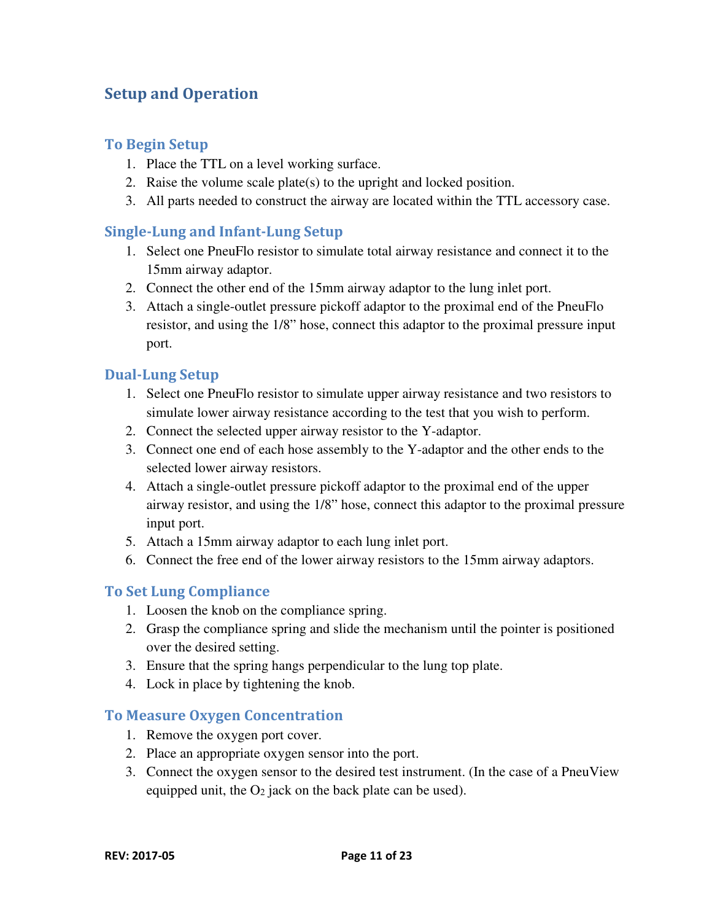# Setup and Operation

## To Begin Setup

1. Place the TTL on a level working surface.
2. Raise the volume scale plate(s) to the upright and locked position.
3. All parts needed to construct the airway are located within the TTL accessory case.

## Single-Lung and Infant-Lung Setup

1. Select one PneuFlo resistor to simulate total airway resistance and connect it to the 15mm airway adaptor.
2. Connect the other end of the 15mm airway adaptor to the lung inlet port.
3. Attach a single-outlet pressure pickoff adaptor to the proximal end of the PneuFlo resistor, and using the 1/8" hose, connect this adaptor to the proximal pressure input port.

## Dual-Lung Setup

1. Select one PneuFlo resistor to simulate upper airway resistance and two resistors to simulate lower airway resistance according to the test that you wish to perform.
2. Connect the selected upper airway resistor to the Y-adaptor.
3. Connect one end of each hose assembly to the Y-adaptor and the other ends to the selected lower airway resistors.
4. Attach a single-outlet pressure pickoff adaptor to the proximal end of the upper airway resistor, and using the 1/8" hose, connect this adaptor to the proximal pressure input port.
5. Attach a 15mm airway adaptor to each lung inlet port.
6. Connect the free end of the lower airway resistors to the 15mm airway adaptors.

## To Set Lung Compliance

1. Loosen the knob on the compliance spring.
2. Grasp the compliance spring and slide the mechanism until the pointer is positioned over the desired setting.
3. Ensure that the spring hangs perpendicular to the lung top plate.
4. Lock in place by tightening the knob.

## To Measure Oxygen Concentration

1. Remove the oxygen port cover.
2. Place an appropriate oxygen sensor into the port.
3. Connect the oxygen sensor to the desired test instrument. (In the case of a PneuView equipped unit, the $O_2$ jack on the back plate can be used).

REV: 2017-05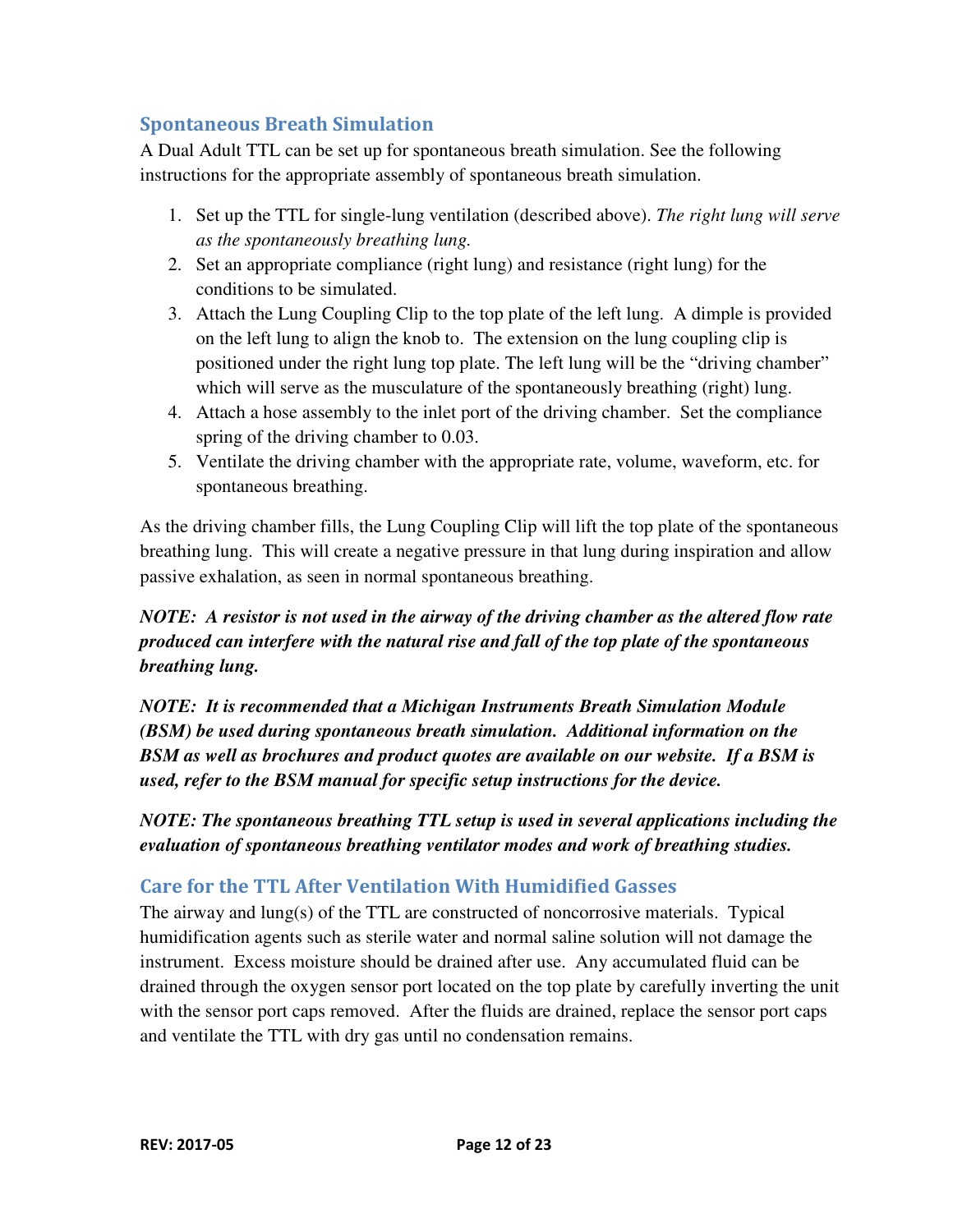## Spontaneous Breath Simulation

A Dual Adult TTL can be set up for spontaneous breath simulation. See the following instructions for the appropriate assembly of spontaneous breath simulation.

1. Set up the TTL for single-lung ventilation (described above). *The right lung will serve as the spontaneously breathing lung.*
2. Set an appropriate compliance (right lung) and resistance (right lung) for the conditions to be simulated.
3. Attach the Lung Coupling Clip to the top plate of the left lung. A dimple is provided on the left lung to align the knob to. The extension on the lung coupling clip is positioned under the right lung top plate. The left lung will be the "driving chamber" which will serve as the musculature of the spontaneously breathing (right) lung.
4. Attach a hose assembly to the inlet port of the driving chamber. Set the compliance spring of the driving chamber to 0.03.
5. Ventilate the driving chamber with the appropriate rate, volume, waveform, etc. for spontaneous breathing.

As the driving chamber fills, the Lung Coupling Clip will lift the top plate of the spontaneous breathing lung. This will create a negative pressure in that lung during inspiration and allow passive exhalation, as seen in normal spontaneous breathing.

***NOTE: A resistor is not used in the airway of the driving chamber as the altered flow rate produced can interfere with the natural rise and fall of the top plate of the spontaneous breathing lung.***

***NOTE: It is recommended that a Michigan Instruments Breath Simulation Module (BSM) be used during spontaneous breath simulation. Additional information on the BSM as well as brochures and product quotes are available on our website. If a BSM is used, refer to the BSM manual for specific setup instructions for the device.***

***NOTE: The spontaneous breathing TTL setup is used in several applications including the evaluation of spontaneous breathing ventilator modes and work of breathing studies.***

## Care for the TTL After Ventilation With Humidified Gasses

The airway and lung(s) of the TTL are constructed of noncorrosive materials. Typical humidification agents such as sterile water and normal saline solution will not damage the instrument. Excess moisture should be drained after use. Any accumulated fluid can be drained through the oxygen sensor port located on the top plate by carefully inverting the unit with the sensor port caps removed. After the fluids are drained, replace the sensor port caps and ventilate the TTL with dry gas until no condensation remains.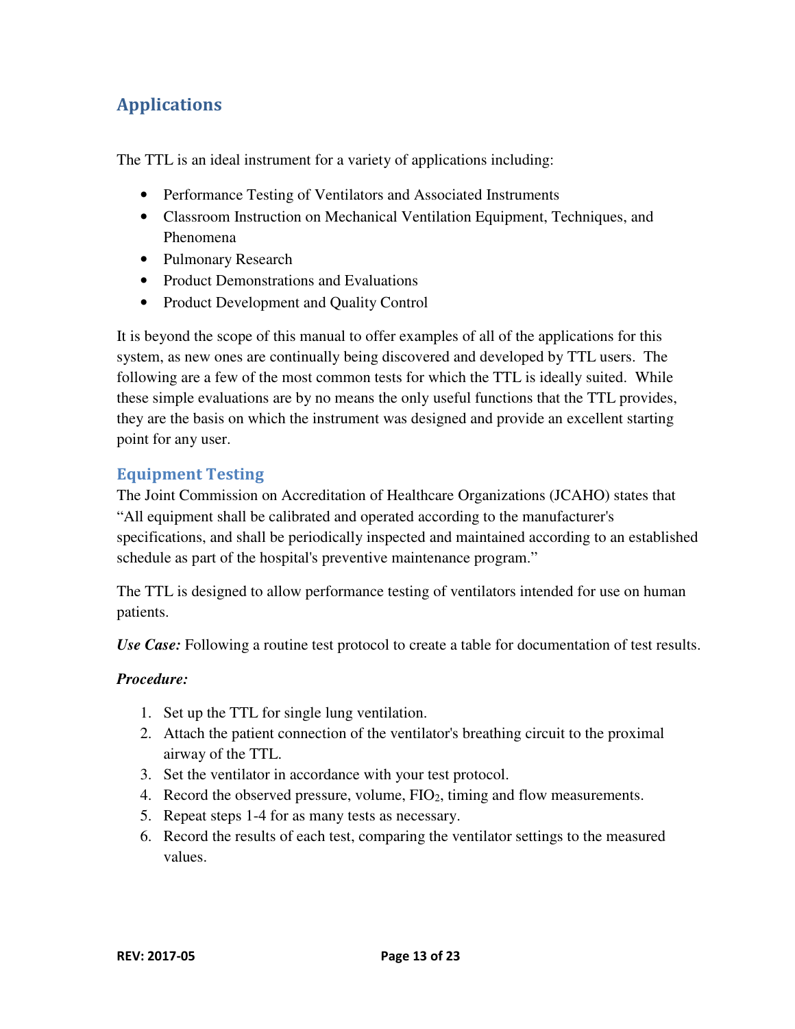## Applications

The TTL is an ideal instrument for a variety of applications including:

- Performance Testing of Ventilators and Associated Instruments
- Classroom Instruction on Mechanical Ventilation Equipment, Techniques, and Phenomena
- Pulmonary Research
- Product Demonstrations and Evaluations
- Product Development and Quality Control

It is beyond the scope of this manual to offer examples of all of the applications for this system, as new ones are continually being discovered and developed by TTL users. The following are a few of the most common tests for which the TTL is ideally suited. While these simple evaluations are by no means the only useful functions that the TTL provides, they are the basis on which the instrument was designed and provide an excellent starting point for any user.

### Equipment Testing

The Joint Commission on Accreditation of Healthcare Organizations (JCAHO) states that "All equipment shall be calibrated and operated according to the manufacturer's specifications, and shall be periodically inspected and maintained according to an established schedule as part of the hospital's preventive maintenance program."

The TTL is designed to allow performance testing of ventilators intended for use on human patients.

***Use Case:*** Following a routine test protocol to create a table for documentation of test results.

***Procedure:***

1. Set up the TTL for single lung ventilation.
2. Attach the patient connection of the ventilator's breathing circuit to the proximal airway of the TTL.
3. Set the ventilator in accordance with your test protocol.
4. Record the observed pressure, volume, $FIO_2$, timing and flow measurements.
5. Repeat steps 1-4 for as many tests as necessary.
6. Record the results of each test, comparing the ventilator settings to the measured values.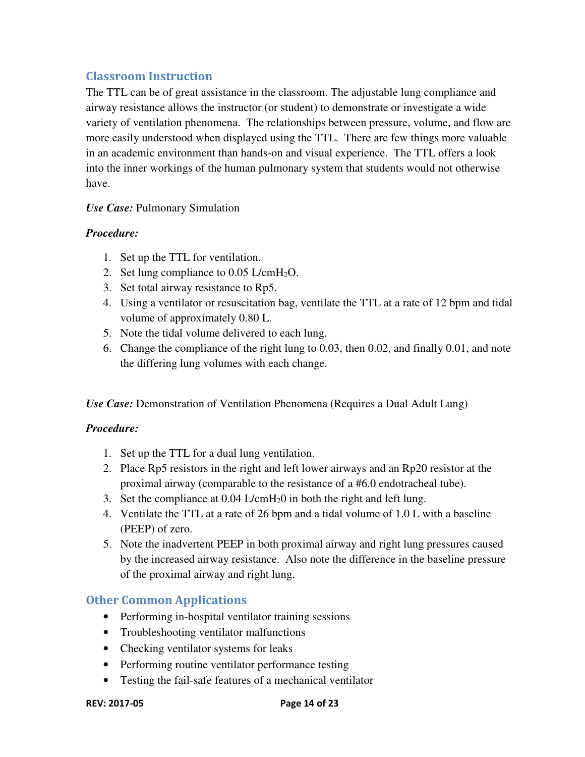## Classroom Instruction

The TTL can be of great assistance in the classroom. The adjustable lung compliance and airway resistance allows the instructor (or student) to demonstrate or investigate a wide variety of ventilation phenomena. The relationships between pressure, volume, and flow are more easily understood when displayed using the TTL. There are few things more valuable in an academic environment than hands-on and visual experience. The TTL offers a look into the inner workings of the human pulmonary system that students would not otherwise have.

***Use Case:*** Pulmonary Simulation

***Procedure:***

1. Set up the TTL for ventilation.
2. Set lung compliance to 0.05 L/cm$H_2O$.
3. Set total airway resistance to Rp5.
4. Using a ventilator or resuscitation bag, ventilate the TTL at a rate of 12 bpm and tidal volume of approximately 0.80 L.
5. Note the tidal volume delivered to each lung.
6. Change the compliance of the right lung to 0.03, then 0.02, and finally 0.01, and note the differing lung volumes with each change.

***Use Case:*** Demonstration of Ventilation Phenomena (Requires a Dual Adult Lung)

***Procedure:***

1. Set up the TTL for a dual lung ventilation.
2. Place Rp5 resistors in the right and left lower airways and an Rp20 resistor at the proximal airway (comparable to the resistance of a #6.0 endotracheal tube).
3. Set the compliance at 0.04 L/cm$H_20$ in both the right and left lung.
4. Ventilate the TTL at a rate of 26 bpm and a tidal volume of 1.0 L with a baseline (PEEP) of zero.
5. Note the inadvertent PEEP in both proximal airway and right lung pressures caused by the increased airway resistance. Also note the difference in the baseline pressure of the proximal airway and right lung.

## Other Common Applications

- Performing in-hospital ventilator training sessions
- Troubleshooting ventilator malfunctions
- Checking ventilator systems for leaks
- Performing routine ventilator performance testing
- Testing the fail-safe features of a mechanical ventilator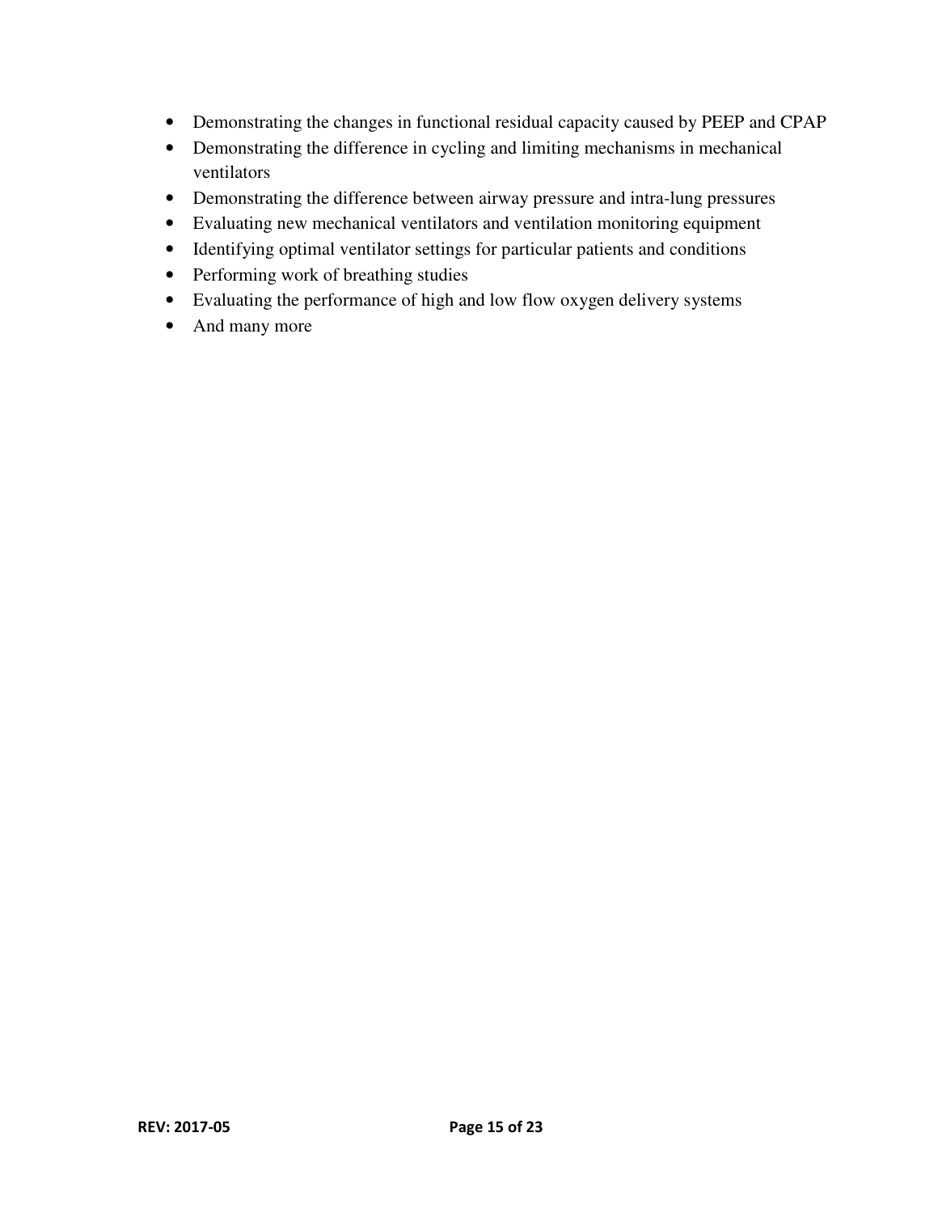- Demonstrating the changes in functional residual capacity caused by PEEP and CPAP
- Demonstrating the difference in cycling and limiting mechanisms in mechanical ventilators
- Demonstrating the difference between airway pressure and intra-lung pressures
- Evaluating new mechanical ventilators and ventilation monitoring equipment
- Identifying optimal ventilator settings for particular patients and conditions
- Performing work of breathing studies
- Evaluating the performance of high and low flow oxygen delivery systems
- And many more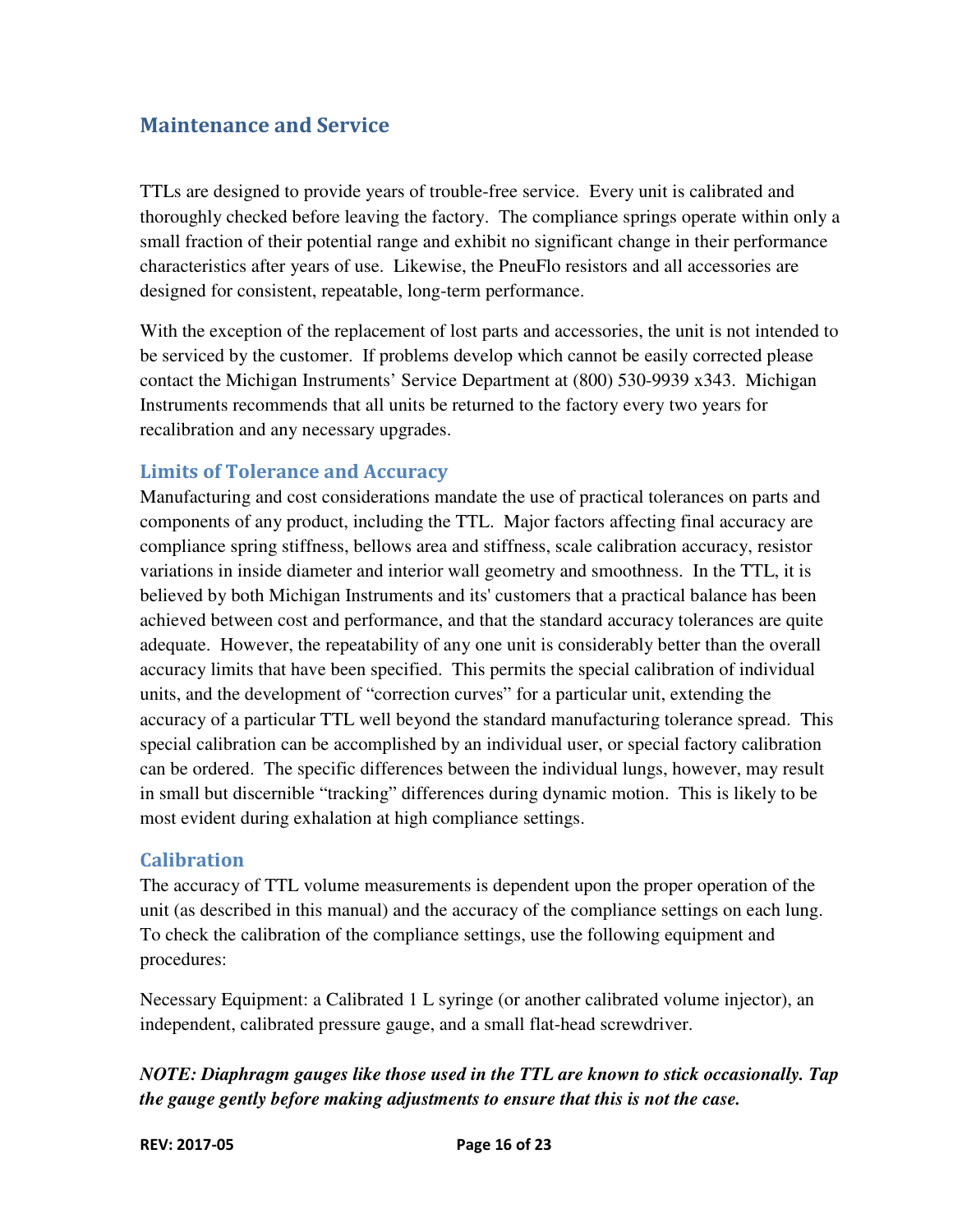## Maintenance and Service

TTLs are designed to provide years of trouble-free service. Every unit is calibrated and thoroughly checked before leaving the factory. The compliance springs operate within only a small fraction of their potential range and exhibit no significant change in their performance characteristics after years of use. Likewise, the PneuFlo resistors and all accessories are designed for consistent, repeatable, long-term performance.

With the exception of the replacement of lost parts and accessories, the unit is not intended to be serviced by the customer. If problems develop which cannot be easily corrected please contact the Michigan Instruments' Service Department at (800) 530-9939 x343. Michigan Instruments recommends that all units be returned to the factory every two years for recalibration and any necessary upgrades.

### Limits of Tolerance and Accuracy

Manufacturing and cost considerations mandate the use of practical tolerances on parts and components of any product, including the TTL. Major factors affecting final accuracy are compliance spring stiffness, bellows area and stiffness, scale calibration accuracy, resistor variations in inside diameter and interior wall geometry and smoothness. In the TTL, it is believed by both Michigan Instruments and its' customers that a practical balance has been achieved between cost and performance, and that the standard accuracy tolerances are quite adequate. However, the repeatability of any one unit is considerably better than the overall accuracy limits that have been specified. This permits the special calibration of individual units, and the development of "correction curves" for a particular unit, extending the accuracy of a particular TTL well beyond the standard manufacturing tolerance spread. This special calibration can be accomplished by an individual user, or special factory calibration can be ordered. The specific differences between the individual lungs, however, may result in small but discernible "tracking" differences during dynamic motion. This is likely to be most evident during exhalation at high compliance settings.

### Calibration

The accuracy of TTL volume measurements is dependent upon the proper operation of the unit (as described in this manual) and the accuracy of the compliance settings on each lung. To check the calibration of the compliance settings, use the following equipment and procedures:

Necessary Equipment: a Calibrated 1 L syringe (or another calibrated volume injector), an independent, calibrated pressure gauge, and a small flat-head screwdriver.

***NOTE: Diaphragm gauges like those used in the TTL are known to stick occasionally. Tap the gauge gently before making adjustments to ensure that this is not the case.***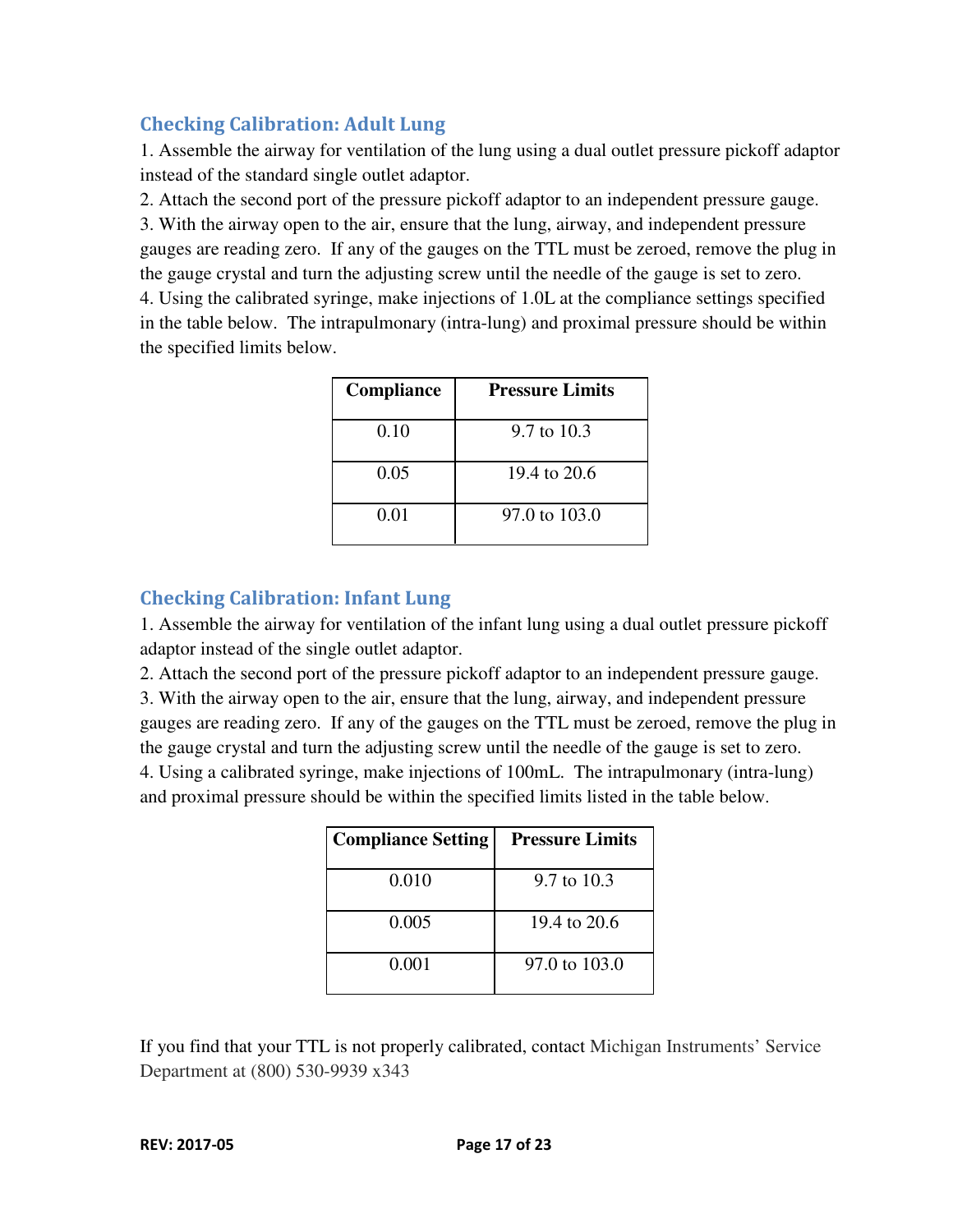## Checking Calibration: Adult Lung

1. Assemble the airway for ventilation of the lung using a dual outlet pressure pickoff adaptor instead of the standard single outlet adaptor.
2. Attach the second port of the pressure pickoff adaptor to an independent pressure gauge.
3. With the airway open to the air, ensure that the lung, airway, and independent pressure gauges are reading zero. If any of the gauges on the TTL must be zeroed, remove the plug in the gauge crystal and turn the adjusting screw until the needle of the gauge is set to zero.
4. Using the calibrated syringe, make injections of 1.0L at the compliance settings specified in the table below. The intrapulmonary (intra-lung) and proximal pressure should be within the specified limits below.

| Compliance | Pressure Limits |
|---|---|
| 0.10 | 9.7 to 10.3 |
| 0.05 | 19.4 to 20.6 |
| 0.01 | 97.0 to 103.0 |

## Checking Calibration: Infant Lung

1. Assemble the airway for ventilation of the infant lung using a dual outlet pressure pickoff adaptor instead of the single outlet adaptor.
2. Attach the second port of the pressure pickoff adaptor to an independent pressure gauge.
3. With the airway open to the air, ensure that the lung, airway, and independent pressure gauges are reading zero. If any of the gauges on the TTL must be zeroed, remove the plug in the gauge crystal and turn the adjusting screw until the needle of the gauge is set to zero.
4. Using a calibrated syringe, make injections of 100mL. The intrapulmonary (intra-lung) and proximal pressure should be within the specified limits listed in the table below.

| Compliance Setting | Pressure Limits |
|---|---|
| 0.010 | 9.7 to 10.3 |
| 0.005 | 19.4 to 20.6 |
| 0.001 | 97.0 to 103.0 |

If you find that your TTL is not properly calibrated, contact Michigan Instruments' Service Department at (800) 530-9939 x343

REV: 2017-05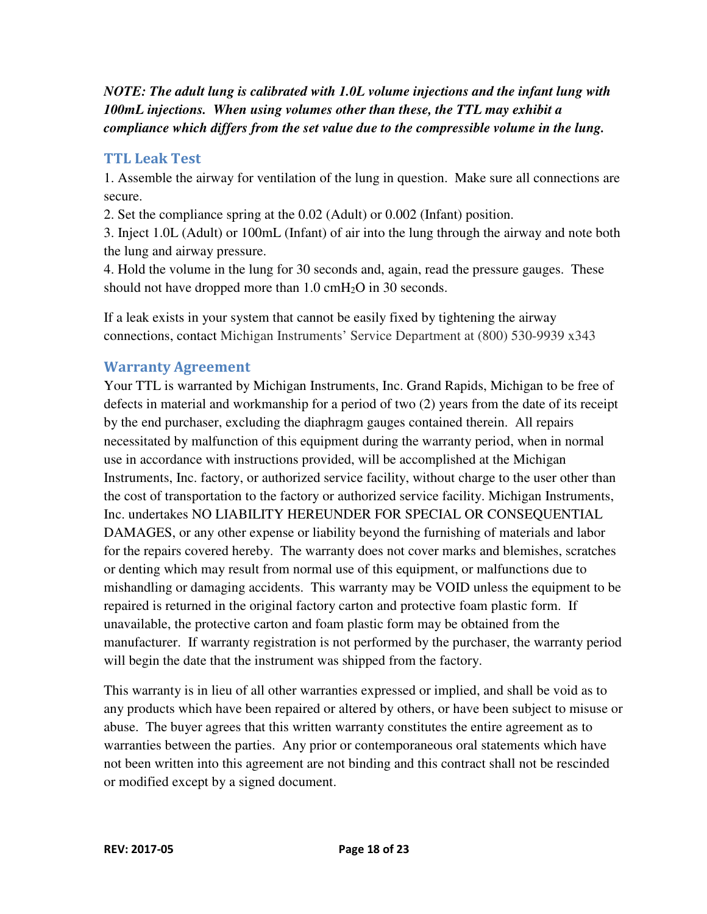***NOTE: The adult lung is calibrated with 1.0L volume injections and the infant lung with 100mL injections. When using volumes other than these, the TTL may exhibit a compliance which differs from the set value due to the compressible volume in the lung.***

## TTL Leak Test

1. Assemble the airway for ventilation of the lung in question. Make sure all connections are secure.
2. Set the compliance spring at the 0.02 (Adult) or 0.002 (Infant) position.
3. Inject 1.0L (Adult) or 100mL (Infant) of air into the lung through the airway and note both the lung and airway pressure.
4. Hold the volume in the lung for 30 seconds and, again, read the pressure gauges. These should not have dropped more than 1.0 $cmH_2O$ in 30 seconds.

If a leak exists in your system that cannot be easily fixed by tightening the airway connections, contact Michigan Instruments' Service Department at (800) 530-9939 x343

## Warranty Agreement

Your TTL is warranted by Michigan Instruments, Inc. Grand Rapids, Michigan to be free of defects in material and workmanship for a period of two (2) years from the date of its receipt by the end purchaser, excluding the diaphragm gauges contained therein. All repairs necessitated by malfunction of this equipment during the warranty period, when in normal use in accordance with instructions provided, will be accomplished at the Michigan Instruments, Inc. factory, or authorized service facility, without charge to the user other than the cost of transportation to the factory or authorized service facility. Michigan Instruments, Inc. undertakes NO LIABILITY HEREUNDER FOR SPECIAL OR CONSEQUENTIAL DAMAGES, or any other expense or liability beyond the furnishing of materials and labor for the repairs covered hereby. The warranty does not cover marks and blemishes, scratches or denting which may result from normal use of this equipment, or malfunctions due to mishandling or damaging accidents. This warranty may be VOID unless the equipment to be repaired is returned in the original factory carton and protective foam plastic form. If unavailable, the protective carton and foam plastic form may be obtained from the manufacturer. If warranty registration is not performed by the purchaser, the warranty period will begin the date that the instrument was shipped from the factory.

This warranty is in lieu of all other warranties expressed or implied, and shall be void as to any products which have been repaired or altered by others, or have been subject to misuse or abuse. The buyer agrees that this written warranty constitutes the entire agreement as to warranties between the parties. Any prior or contemporaneous oral statements which have not been written into this agreement are not binding and this contract shall not be rescinded or modified except by a signed document.

**REV: 2017-05**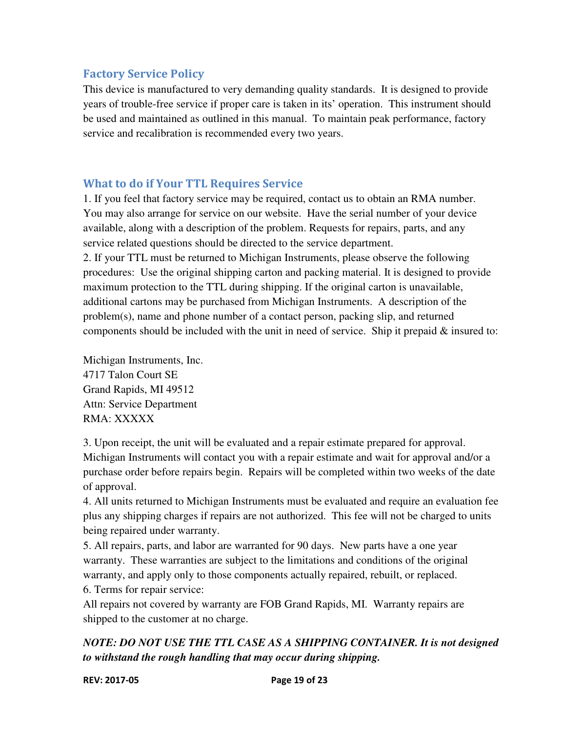## Factory Service Policy

This device is manufactured to very demanding quality standards. It is designed to provide years of trouble-free service if proper care is taken in its' operation. This instrument should be used and maintained as outlined in this manual. To maintain peak performance, factory service and recalibration is recommended every two years.

## What to do if Your TTL Requires Service

1. If you feel that factory service may be required, contact us to obtain an RMA number. You may also arrange for service on our website. Have the serial number of your device available, along with a description of the problem. Requests for repairs, parts, and any service related questions should be directed to the service department.
2. If your TTL must be returned to Michigan Instruments, please observe the following procedures: Use the original shipping carton and packing material. It is designed to provide maximum protection to the TTL during shipping. If the original carton is unavailable, additional cartons may be purchased from Michigan Instruments. A description of the problem(s), name and phone number of a contact person, packing slip, and returned components should be included with the unit in need of service. Ship it prepaid & insured to:

Michigan Instruments, Inc.
4717 Talon Court SE
Grand Rapids, MI 49512
Attn: Service Department
RMA: XXXXX

3. Upon receipt, the unit will be evaluated and a repair estimate prepared for approval. Michigan Instruments will contact you with a repair estimate and wait for approval and/or a purchase order before repairs begin. Repairs will be completed within two weeks of the date of approval.
4. All units returned to Michigan Instruments must be evaluated and require an evaluation fee plus any shipping charges if repairs are not authorized. This fee will not be charged to units being repaired under warranty.
5. All repairs, parts, and labor are warranted for 90 days. New parts have a one year warranty. These warranties are subject to the limitations and conditions of the original warranty, and apply only to those components actually repaired, rebuilt, or replaced.
6. Terms for repair service:

All repairs not covered by warranty are FOB Grand Rapids, MI. Warranty repairs are shipped to the customer at no charge.

***NOTE: DO NOT USE THE TTL CASE AS A SHIPPING CONTAINER. It is not designed to withstand the rough handling that may occur during shipping.***

**REV: 2017-05**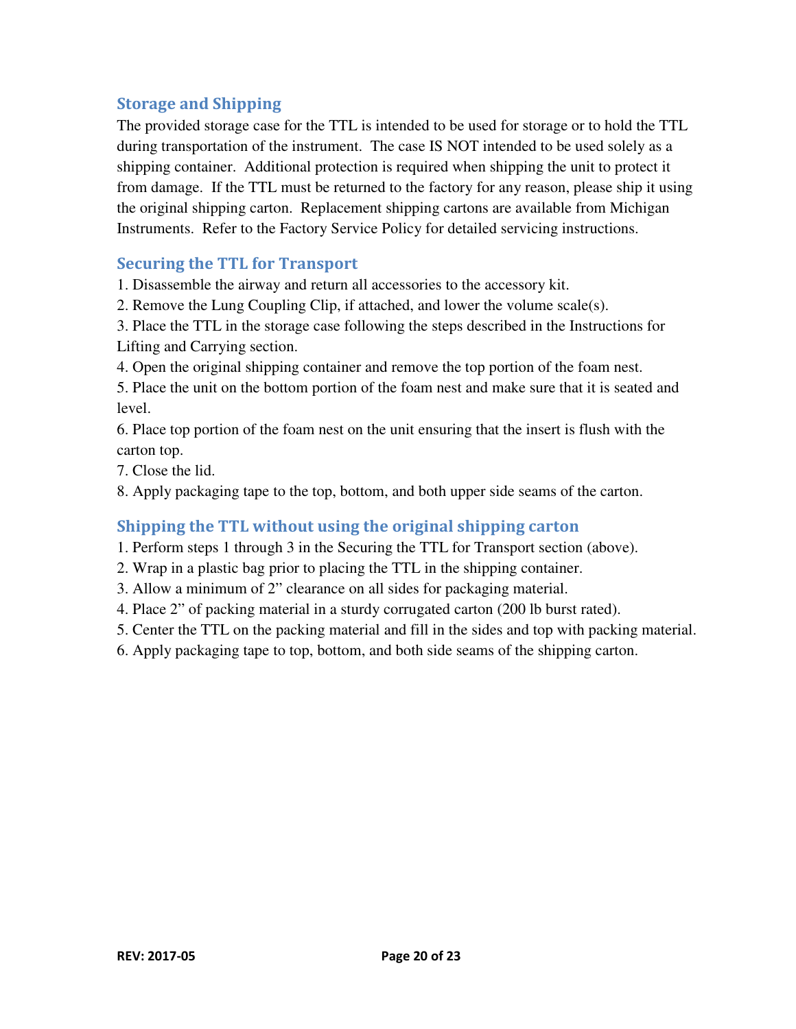## Storage and Shipping

The provided storage case for the TTL is intended to be used for storage or to hold the TTL during transportation of the instrument. The case IS NOT intended to be used solely as a shipping container. Additional protection is required when shipping the unit to protect it from damage. If the TTL must be returned to the factory for any reason, please ship it using the original shipping carton. Replacement shipping cartons are available from Michigan Instruments. Refer to the Factory Service Policy for detailed servicing instructions.

## Securing the TTL for Transport

1. Disassemble the airway and return all accessories to the accessory kit.
2. Remove the Lung Coupling Clip, if attached, and lower the volume scale(s).
3. Place the TTL in the storage case following the steps described in the Instructions for Lifting and Carrying section.
4. Open the original shipping container and remove the top portion of the foam nest.
5. Place the unit on the bottom portion of the foam nest and make sure that it is seated and level.
6. Place top portion of the foam nest on the unit ensuring that the insert is flush with the carton top.
7. Close the lid.
8. Apply packaging tape to the top, bottom, and both upper side seams of the carton.

## Shipping the TTL without using the original shipping carton

1. Perform steps 1 through 3 in the Securing the TTL for Transport section (above).
2. Wrap in a plastic bag prior to placing the TTL in the shipping container.
3. Allow a minimum of 2" clearance on all sides for packaging material.
4. Place 2" of packing material in a sturdy corrugated carton (200 lb burst rated).
5. Center the TTL on the packing material and fill in the sides and top with packing material.
6. Apply packaging tape to top, bottom, and both side seams of the shipping carton.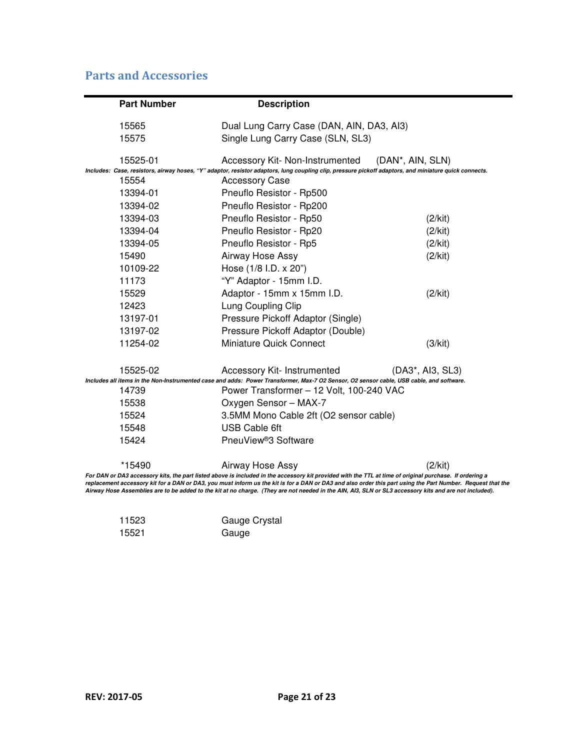## Parts and Accessories

| Part Number | Description | | |
|---|---|---|---|
| 15565 | Dual Lung Carry Case (DAN, AIN, DA3, AI3) | | |
| 15575 | Single Lung Carry Case (SLN, SL3) | | |
| 15525-01 | Accessory Kit- Non-Instrumented | (DAN*, AIN, SLN) | |

*Includes: Case, resistors, airway hoses, "Y" adaptor, resistor adaptors, lung coupling clip, pressure pickoff adaptors, and miniature quick connects.*

| Part Number | Description | Qty |
|---|---|---|
| 15554 | Accessory Case | |
| 13394-01 | Pneuflo Resistor - Rp500 | |
| 13394-02 | Pneuflo Resistor - Rp200 | |
| 13394-03 | Pneuflo Resistor - Rp50 | (2/kit) |
| 13394-04 | Pneuflo Resistor - Rp20 | (2/kit) |
| 13394-05 | Pneuflo Resistor - Rp5 | (2/kit) |
| 15490 | Airway Hose Assy | (2/kit) |
| 10109-22 | Hose (1/8 I.D. x 20") | |
| 11173 | "Y" Adaptor - 15mm I.D. | |
| 15529 | Adaptor - 15mm x 15mm I.D. | (2/kit) |
| 12423 | Lung Coupling Clip | |
| 13197-01 | Pressure Pickoff Adaptor (Single) | |
| 13197-02 | Pressure Pickoff Adaptor (Double) | |
| 11254-02 | Miniature Quick Connect | (3/kit) |

15525-02 Accessory Kit- Instrumented (DA3*, AI3, SL3)

*Includes all items in the Non-Instrumented case and adds: Power Transformer, Max-7 O2 Sensor, O2 sensor cable, USB cable, and software.*

| Part Number | Description |
|---|---|
| 14739 | Power Transformer – 12 Volt, 100-240 VAC |
| 15538 | Oxygen Sensor – MAX-7 |
| 15524 | 3.5MM Mono Cable 2ft (O2 sensor cable) |
| 15548 | USB Cable 6ft |
| 15424 | PneuView®3 Software |

*15490 Airway Hose Assy (2/kit)

*For DAN or DA3 accessory kits, the part listed above is included in the accessory kit provided with the TTL at time of original purchase. If ordering a replacement accessory kit for a DAN or DA3, you must inform us the kit is for a DAN or DA3 and also order this part using the Part Number. Request that the Airway Hose Assemblies are to be added to the kit at no charge. (They are not needed in the AIN, AI3, SLN or SL3 accessory kits and are not included).*

| Part Number | Description |
|---|---|
| 11523 | Gauge Crystal |
| 15521 | Gauge |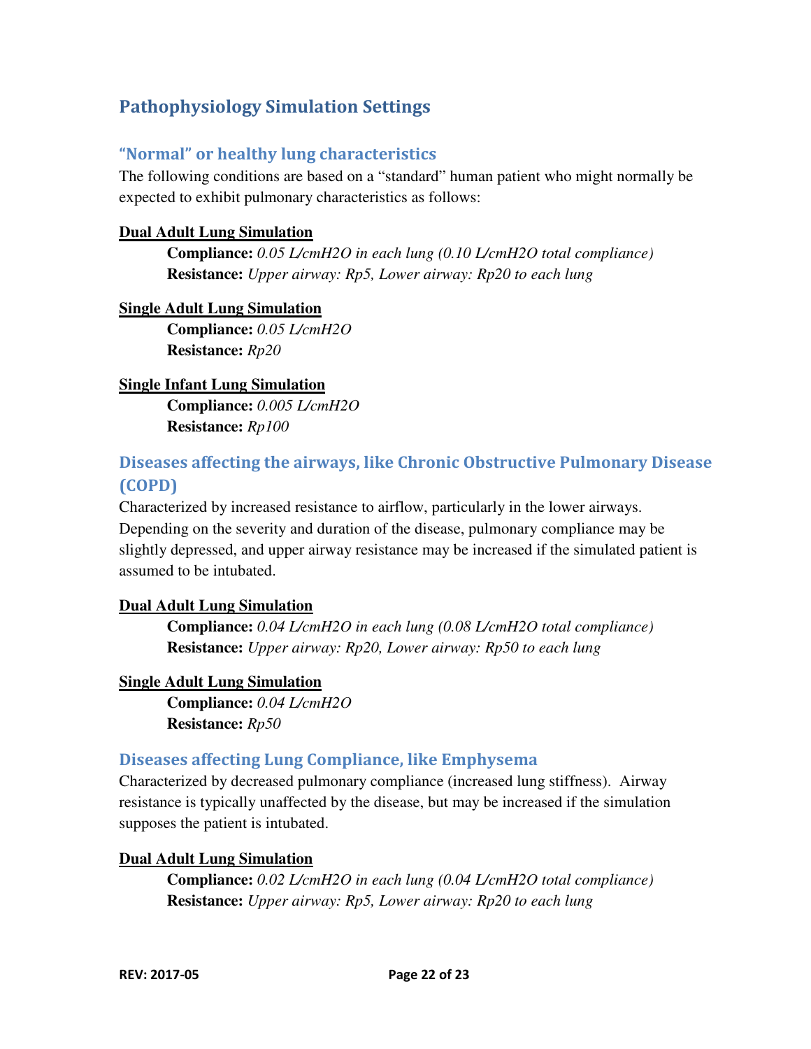## Pathophysiology Simulation Settings

### "Normal" or healthy lung characteristics

The following conditions are based on a "standard" human patient who might normally be expected to exhibit pulmonary characteristics as follows:

**Dual Adult Lung Simulation**

> **Compliance:** *0.05 L/cmH2O in each lung (0.10 L/cmH2O total compliance)*
> **Resistance:** *Upper airway: Rp5, Lower airway: Rp20 to each lung*

**Single Adult Lung Simulation**

> **Compliance:** *0.05 L/cmH2O*
> **Resistance:** *Rp20*

**Single Infant Lung Simulation**

> **Compliance:** *0.005 L/cmH2O*
> **Resistance:** *Rp100*

### Diseases affecting the airways, like Chronic Obstructive Pulmonary Disease (COPD)

Characterized by increased resistance to airflow, particularly in the lower airways. Depending on the severity and duration of the disease, pulmonary compliance may be slightly depressed, and upper airway resistance may be increased if the simulated patient is assumed to be intubated.

**Dual Adult Lung Simulation**

> **Compliance:** *0.04 L/cmH2O in each lung (0.08 L/cmH2O total compliance)*
> **Resistance:** *Upper airway: Rp20, Lower airway: Rp50 to each lung*

**Single Adult Lung Simulation**

> **Compliance:** *0.04 L/cmH2O*
> **Resistance:** *Rp50*

### Diseases affecting Lung Compliance, like Emphysema

Characterized by decreased pulmonary compliance (increased lung stiffness). Airway resistance is typically unaffected by the disease, but may be increased if the simulation supposes the patient is intubated.

**Dual Adult Lung Simulation**

> **Compliance:** *0.02 L/cmH2O in each lung (0.04 L/cmH2O total compliance)*
> **Resistance:** *Upper airway: Rp5, Lower airway: Rp20 to each lung*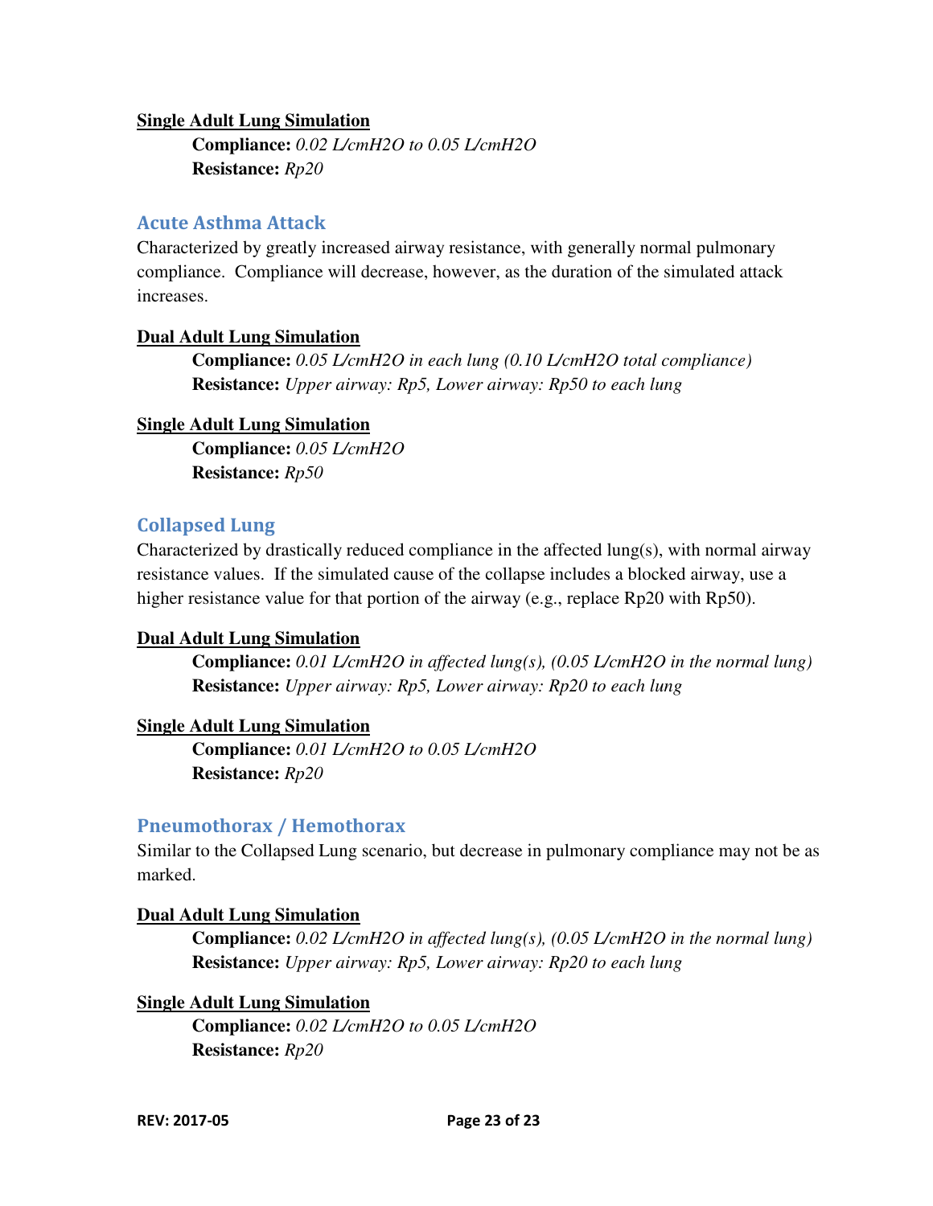**Single Adult Lung Simulation**

**Compliance:** *0.02 L/cmH2O to 0.05 L/cmH2O*
**Resistance:** *Rp20*

## Acute Asthma Attack

Characterized by greatly increased airway resistance, with generally normal pulmonary compliance. Compliance will decrease, however, as the duration of the simulated attack increases.

**Dual Adult Lung Simulation**

**Compliance:** *0.05 L/cmH2O in each lung (0.10 L/cmH2O total compliance)*
**Resistance:** *Upper airway: Rp5, Lower airway: Rp50 to each lung*

**Single Adult Lung Simulation**

**Compliance:** *0.05 L/cmH2O*
**Resistance:** *Rp50*

## Collapsed Lung

Characterized by drastically reduced compliance in the affected lung(s), with normal airway resistance values. If the simulated cause of the collapse includes a blocked airway, use a higher resistance value for that portion of the airway (e.g., replace Rp20 with Rp50).

**Dual Adult Lung Simulation**

**Compliance:** *0.01 L/cmH2O in affected lung(s), (0.05 L/cmH2O in the normal lung)*
**Resistance:** *Upper airway: Rp5, Lower airway: Rp20 to each lung*

**Single Adult Lung Simulation**

**Compliance:** *0.01 L/cmH2O to 0.05 L/cmH2O*
**Resistance:** *Rp20*

## Pneumothorax / Hemothorax

Similar to the Collapsed Lung scenario, but decrease in pulmonary compliance may not be as marked.

**Dual Adult Lung Simulation**

**Compliance:** *0.02 L/cmH2O in affected lung(s), (0.05 L/cmH2O in the normal lung)*
**Resistance:** *Upper airway: Rp5, Lower airway: Rp20 to each lung*

**Single Adult Lung Simulation**

**Compliance:** *0.02 L/cmH2O to 0.05 L/cmH2O*
**Resistance:** *Rp20*